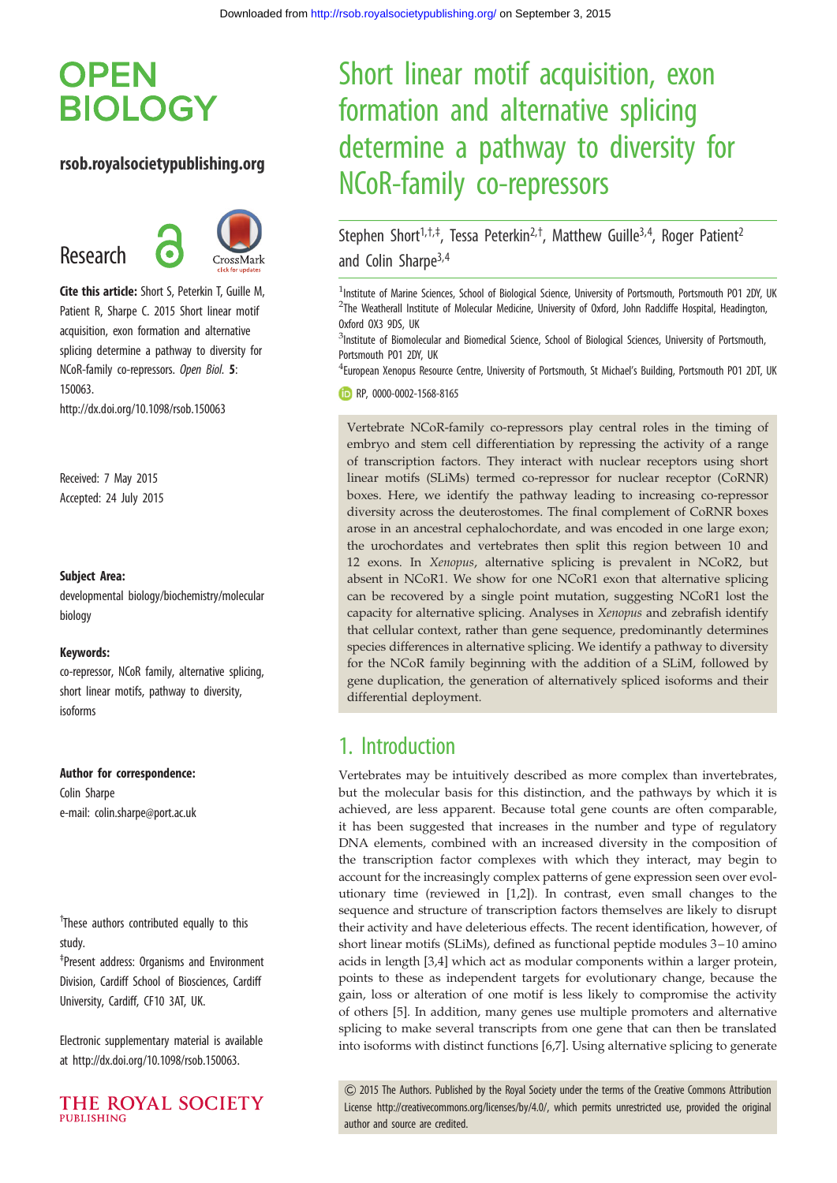# OPEN BIOLOGY

**rsob.royalsocietypublishing.org**

Research

**Cite this article:** Short S, Peterkin T, Guille M, Patient R, Sharpe C. 2015 Short linear motif acquisition, exon formation and alternative splicing determine a pathway to diversity for NCoR-family co-repressors. *Open Biol.* **5**: 150063.
http://dx.doi.org/10.1098/rsob.150063

Received: 7 May 2015
Accepted: 24 July 2015

**Subject Area:**

developmental biology/biochemistry/molecular biology

**Keywords:**

co-repressor, NCoR family, alternative splicing, short linear motifs, pathway to diversity, isoforms

**Author for correspondence:**

Colin Sharpe
e-mail: colin.sharpe@port.ac.uk

†These authors contributed equally to this study.
‡Present address: Organisms and Environment Division, Cardiff School of Biosciences, Cardiff University, Cardiff, CF10 3AT, UK.

Electronic supplementary material is available at http://dx.doi.org/10.1098/rsob.150063.

# Short linear motif acquisition, exon formation and alternative splicing determine a pathway to diversity for NCoR-family co-repressors

Stephen Short[1,†,‡], Tessa Peterkin[2,†], Matthew Guille[3,4], Roger Patient[2] and Colin Sharpe[3,4]

[1]Institute of Marine Sciences, School of Biological Science, University of Portsmouth, Portsmouth PO1 2DY, UK
[2]The Weatherall Institute of Molecular Medicine, University of Oxford, John Radcliffe Hospital, Headington, Oxford OX3 9DS, UK
[3]Institute of Biomolecular and Biomedical Science, School of Biological Sciences, University of Portsmouth, Portsmouth PO1 2DY, UK
[4]European Xenopus Resource Centre, University of Portsmouth, St Michael's Building, Portsmouth PO1 2DT, UK

RP, 0000-0002-1568-8165

Vertebrate NCoR-family co-repressors play central roles in the timing of embryo and stem cell differentiation by repressing the activity of a range of transcription factors. They interact with nuclear receptors using short linear motifs (SLiMs) termed co-repressor for nuclear receptor (CoRNR) boxes. Here, we identify the pathway leading to increasing co-repressor diversity across the deuterostomes. The final complement of CoRNR boxes arose in an ancestral cephalochordate, and was encoded in one large exon; the urochordates and vertebrates then split this region between 10 and 12 exons. In *Xenopus*, alternative splicing is prevalent in NCoR2, but absent in NCoR1. We show for one NCoR1 exon that alternative splicing can be recovered by a single point mutation, suggesting NCoR1 lost the capacity for alternative splicing. Analyses in *Xenopus* and zebrafish identify that cellular context, rather than gene sequence, predominantly determines species differences in alternative splicing. We identify a pathway to diversity for the NCoR family beginning with the addition of a SLiM, followed by gene duplication, the generation of alternatively spliced isoforms and their differential deployment.

## 1. Introduction

Vertebrates may be intuitively described as more complex than invertebrates, but the molecular basis for this distinction, and the pathways by which it is achieved, are less apparent. Because total gene counts are often comparable, it has been suggested that increases in the number and type of regulatory DNA elements, combined with an increased diversity in the composition of the transcription factor complexes with which they interact, may begin to account for the increasingly complex patterns of gene expression seen over evolutionary time (reviewed in [1,2]). In contrast, even small changes to the sequence and structure of transcription factors themselves are likely to disrupt their activity and have deleterious effects. The recent identification, however, of short linear motifs (SLiMs), defined as functional peptide modules 3–10 amino acids in length [3,4] which act as modular components within a larger protein, points to these as independent targets for evolutionary change, because the gain, loss or alteration of one motif is less likely to compromise the activity of others [5]. In addition, many genes use multiple promoters and alternative splicing to make several transcripts from one gene that can then be translated into isoforms with distinct functions [6,7]. Using alternative splicing to generate

© 2015 The Authors. Published by the Royal Society under the terms of the Creative Commons Attribution License http://creativecommons.org/licenses/by/4.0/, which permits unrestricted use, provided the original author and source are credited.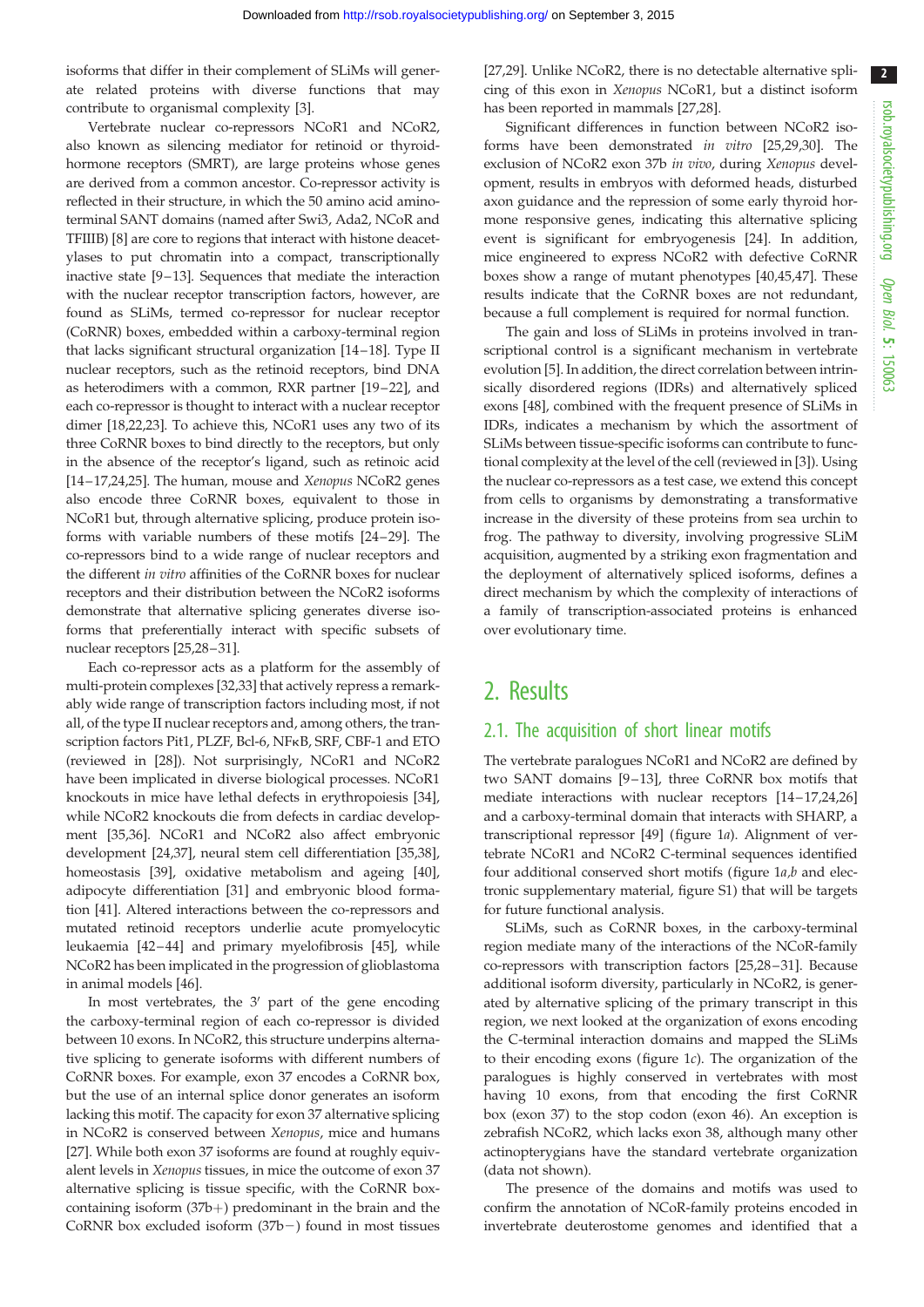isoforms that differ in their complement of SLiMs will generate related proteins with diverse functions that may contribute to organismal complexity [3].

Vertebrate nuclear co-repressors NCoR1 and NCoR2, also known as silencing mediator for retinoid or thyroid-hormone receptors (SMRT), are large proteins whose genes are derived from a common ancestor. Co-repressor activity is reflected in their structure, in which the 50 amino acid amino-terminal SANT domains (named after Swi3, Ada2, NCoR and TFIIIB) [8] are core to regions that interact with histone deacetylases to put chromatin into a compact, transcriptionally inactive state [9–13]. Sequences that mediate the interaction with the nuclear receptor transcription factors, however, are found as SLiMs, termed co-repressor for nuclear receptor (CoRNR) boxes, embedded within a carboxy-terminal region that lacks significant structural organization [14–18]. Type II nuclear receptors, such as the retinoid receptors, bind DNA as heterodimers with a common, RXR partner [19–22], and each co-repressor is thought to interact with a nuclear receptor dimer [18,22,23]. To achieve this, NCoR1 uses any two of its three CoRNR boxes to bind directly to the receptors, but only in the absence of the receptor's ligand, such as retinoic acid [14–17,24,25]. The human, mouse and *Xenopus* NCoR2 genes also encode three CoRNR boxes, equivalent to those in NCoR1 but, through alternative splicing, produce protein isoforms with variable numbers of these motifs [24–29]. The co-repressors bind to a wide range of nuclear receptors and the different *in vitro* affinities of the CoRNR boxes for nuclear receptors and their distribution between the NCoR2 isoforms demonstrate that alternative splicing generates diverse isoforms that preferentially interact with specific subsets of nuclear receptors [25,28–31].

Each co-repressor acts as a platform for the assembly of multi-protein complexes [32,33] that actively repress a remarkably wide range of transcription factors including most, if not all, of the type II nuclear receptors and, among others, the transcription factors Pit1, PLZF, Bcl-6, NFκB, SRF, CBF-1 and ETO (reviewed in [28]). Not surprisingly, NCoR1 and NCoR2 have been implicated in diverse biological processes. NCoR1 knockouts in mice have lethal defects in erythropoiesis [34], while NCoR2 knockouts die from defects in cardiac development [35,36]. NCoR1 and NCoR2 also affect embryonic development [24,37], neural stem cell differentiation [35,38], homeostasis [39], oxidative metabolism and ageing [40], adipocyte differentiation [31] and embryonic blood formation [41]. Altered interactions between the co-repressors and mutated retinoid receptors underlie acute promyelocytic leukaemia [42–44] and primary myelofibrosis [45], while NCoR2 has been implicated in the progression of glioblastoma in animal models [46].

In most vertebrates, the 3′ part of the gene encoding the carboxy-terminal region of each co-repressor is divided between 10 exons. In NCoR2, this structure underpins alternative splicing to generate isoforms with different numbers of CoRNR boxes. For example, exon 37 encodes a CoRNR box, but the use of an internal splice donor generates an isoform lacking this motif. The capacity for exon 37 alternative splicing in NCoR2 is conserved between *Xenopus*, mice and humans [27]. While both exon 37 isoforms are found at roughly equivalent levels in *Xenopus* tissues, in mice the outcome of exon 37 alternative splicing is tissue specific, with the CoRNR box-containing isoform (37b+) predominant in the brain and the CoRNR box excluded isoform (37b−) found in most tissues [27,29]. Unlike NCoR2, there is no detectable alternative splicing of this exon in *Xenopus* NCoR1, but a distinct isoform has been reported in mammals [27,28].

Significant differences in function between NCoR2 isoforms have been demonstrated *in vitro* [25,29,30]. The exclusion of NCoR2 exon 37b *in vivo*, during *Xenopus* development, results in embryos with deformed heads, disturbed axon guidance and the repression of some early thyroid hormone responsive genes, indicating this alternative splicing event is significant for embryogenesis [24]. In addition, mice engineered to express NCoR2 with defective CoRNR boxes show a range of mutant phenotypes [40,45,47]. These results indicate that the CoRNR boxes are not redundant, because a full complement is required for normal function.

The gain and loss of SLiMs in proteins involved in transcriptional control is a significant mechanism in vertebrate evolution [5]. In addition, the direct correlation between intrinsically disordered regions (IDRs) and alternatively spliced exons [48], combined with the frequent presence of SLiMs in IDRs, indicates a mechanism by which the assortment of SLiMs between tissue-specific isoforms can contribute to functional complexity at the level of the cell (reviewed in [3]). Using the nuclear co-repressors as a test case, we extend this concept from cells to organisms by demonstrating a transformative increase in the diversity of these proteins from sea urchin to frog. The pathway to diversity, involving progressive SLiM acquisition, augmented by a striking exon fragmentation and the deployment of alternatively spliced isoforms, defines a direct mechanism by which the complexity of interactions of a family of transcription-associated proteins is enhanced over evolutionary time.

## 2. Results

### 2.1. The acquisition of short linear motifs

The vertebrate paralogues NCoR1 and NCoR2 are defined by two SANT domains [9–13], three CoRNR box motifs that mediate interactions with nuclear receptors [14–17,24,26] and a carboxy-terminal domain that interacts with SHARP, a transcriptional repressor [49] (figure 1*a*). Alignment of vertebrate NCoR1 and NCoR2 C-terminal sequences identified four additional conserved short motifs (figure 1*a*,*b* and electronic supplementary material, figure S1) that will be targets for future functional analysis.

SLiMs, such as CoRNR boxes, in the carboxy-terminal region mediate many of the interactions of the NCoR-family co-repressors with transcription factors [25,28–31]. Because additional isoform diversity, particularly in NCoR2, is generated by alternative splicing of the primary transcript in this region, we next looked at the organization of exons encoding the C-terminal interaction domains and mapped the SLiMs to their encoding exons (figure 1*c*). The organization of the paralogues is highly conserved in vertebrates with most having 10 exons, from that encoding the first CoRNR box (exon 37) to the stop codon (exon 46). An exception is zebrafish NCoR2, which lacks exon 38, although many other actinopterygians have the standard vertebrate organization (data not shown).

The presence of the domains and motifs was used to confirm the annotation of NCoR-family proteins encoded in invertebrate deuterostome genomes and identified that a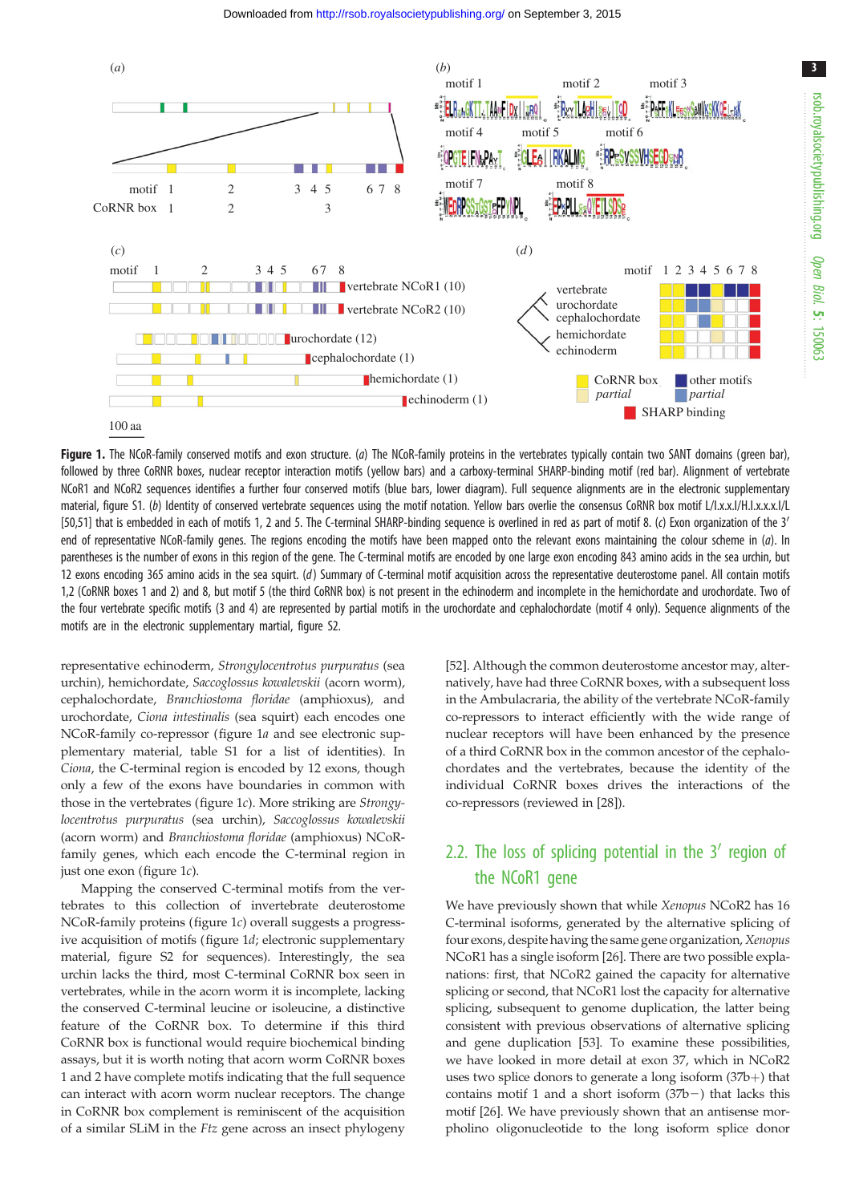**Figure 1.** The NCoR-family conserved motifs and exon structure. (*a*) The NCoR-family proteins in the vertebrates typically contain two SANT domains (green bar), followed by three CoRNR boxes, nuclear receptor interaction motifs (yellow bars) and a carboxy-terminal SHARP-binding motif (red bar). Alignment of vertebrate NCoR1 and NCoR2 sequences identifies a further four conserved motifs (blue bars, lower diagram). Full sequence alignments are in the electronic supplementary material, figure S1. (*b*) Identity of conserved vertebrate sequences using the motif notation. Yellow bars overlie the consensus CoRNR box motif L/I.x.x.I/H.I.x.x.x.I/L [50,51] that is embedded in each of motifs 1, 2 and 5. The C-terminal SHARP-binding sequence is overlined in red as part of motif 8. (*c*) Exon organization of the 3′ end of representative NCoR-family genes. The regions encoding the motifs have been mapped onto the relevant exons maintaining the colour scheme in (*a*). In parentheses is the number of exons in this region of the gene. The C-terminal motifs are encoded by one large exon encoding 843 amino acids in the sea urchin, but 12 exons encoding 365 amino acids in the sea squirt. (*d*) Summary of C-terminal motif acquisition across the representative deuterostome panel. All contain motifs 1,2 (CoRNR boxes 1 and 2) and 8, but motif 5 (the third CoRNR box) is not present in the echinoderm and incomplete in the hemichordate and urochordate. Two of the four vertebrate specific motifs (3 and 4) are represented by partial motifs in the urochordate and cephalochordate (motif 4 only). Sequence alignments of the motifs are in the electronic supplementary martial, figure S2.

representative echinoderm, *Strongylocentrotus purpuratus* (sea urchin), hemichordate, *Saccoglossus kowalevskii* (acorn worm), cephalochordate, *Branchiostoma floridae* (amphioxus), and urochordate, *Ciona intestinalis* (sea squirt) each encodes one NCoR-family co-repressor (figure 1*a* and see electronic supplementary material, table S1 for a list of identities). In *Ciona*, the C-terminal region is encoded by 12 exons, though only a few of the exons have boundaries in common with those in the vertebrates (figure 1*c*). More striking are *Strongylocentrotus purpuratus* (sea urchin), *Saccoglossus kowalevskii* (acorn worm) and *Branchiostoma floridae* (amphioxus) NCoR-family genes, which each encode the C-terminal region in just one exon (figure 1*c*).

Mapping the conserved C-terminal motifs from the vertebrates to this collection of invertebrate deuterostome NCoR-family proteins (figure 1*c*) overall suggests a progressive acquisition of motifs (figure 1*d*; electronic supplementary material, figure S2 for sequences). Interestingly, the sea urchin lacks the third, most C-terminal CoRNR box seen in vertebrates, while in the acorn worm it is incomplete, lacking the conserved C-terminal leucine or isoleucine, a distinctive feature of the CoRNR box. To determine if this third CoRNR box is functional would require biochemical binding assays, but it is worth noting that acorn worm CoRNR boxes 1 and 2 have complete motifs indicating that the full sequence can interact with acorn worm nuclear receptors. The change in CoRNR box complement is reminiscent of the acquisition of a similar SLiM in the *Ftz* gene across an insect phylogeny [52]. Although the common deuterostome ancestor may, alternatively, have had three CoRNR boxes, with a subsequent loss in the Ambulacraria, the ability of the vertebrate NCoR-family co-repressors to interact efficiently with the wide range of nuclear receptors will have been enhanced by the presence of a third CoRNR box in the common ancestor of the cephalochordates and the vertebrates, because the identity of the individual CoRNR boxes drives the interactions of the co-repressors (reviewed in [28]).

## 2.2. The loss of splicing potential in the 3′ region of the NCoR1 gene

We have previously shown that while *Xenopus* NCoR2 has 16 C-terminal isoforms, generated by the alternative splicing of four exons, despite having the same gene organization, *Xenopus* NCoR1 has a single isoform [26]. There are two possible explanations: first, that NCoR2 gained the capacity for alternative splicing or second, that NCoR1 lost the capacity for alternative splicing, subsequent to genome duplication, the latter being consistent with previous observations of alternative splicing and gene duplication [53]. To examine these possibilities, we have looked in more detail at exon 37, which in NCoR2 uses two splice donors to generate a long isoform (37b+) that contains motif 1 and a short isoform (37b−) that lacks this motif [26]. We have previously shown that an antisense morpholino oligonucleotide to the long isoform splice donor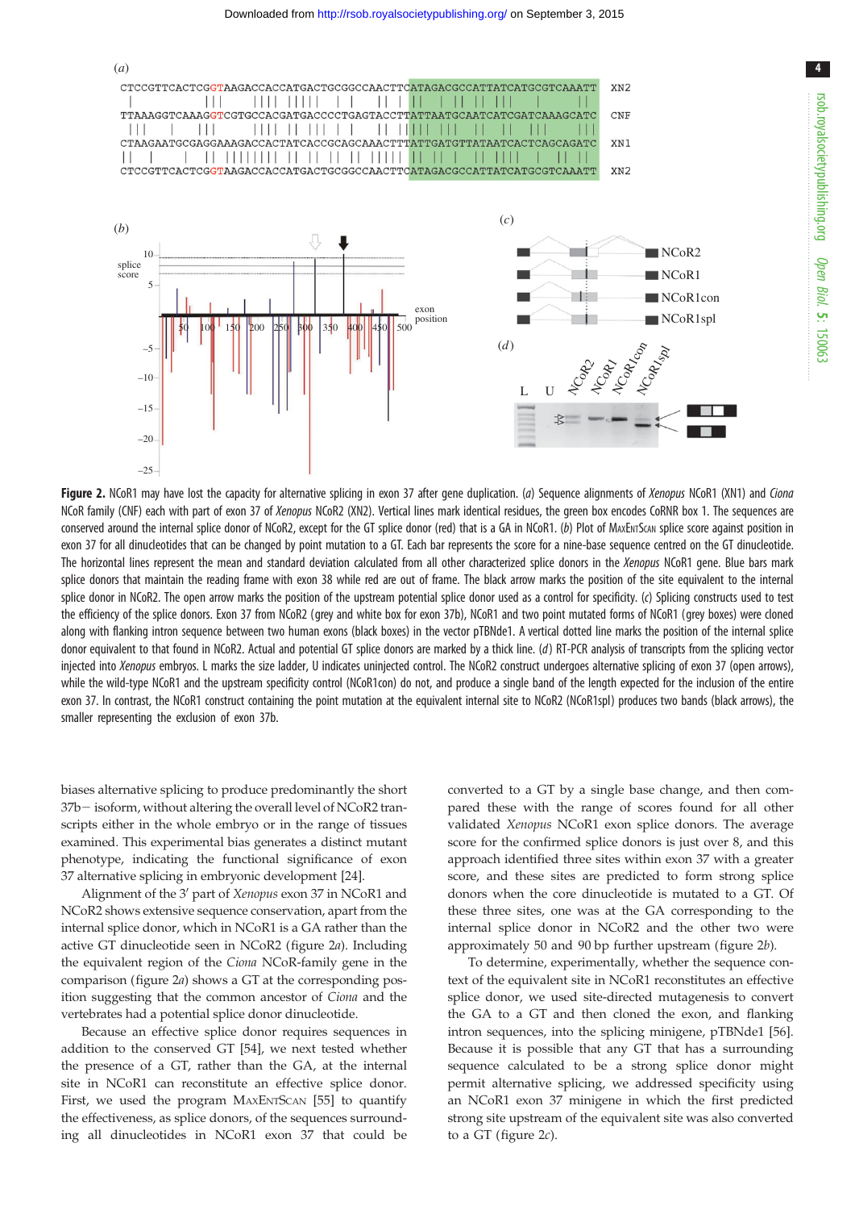**Figure 2.** NCoR1 may have lost the capacity for alternative splicing in exon 37 after gene duplication. (*a*) Sequence alignments of *Xenopus* NCoR1 (XN1) and *Ciona* NCoR family (CNF) each with part of exon 37 of *Xenopus* NCoR2 (XN2). Vertical lines mark identical residues, the green box encodes CoRNR box 1. The sequences are conserved around the internal splice donor of NCoR2, except for the GT splice donor (red) that is a GA in NCoR1. (*b*) Plot of MaxEntScan splice score against position in exon 37 for all dinucleotides that can be changed by point mutation to a GT. Each bar represents the score for a nine-base sequence centred on the GT dinucleotide. The horizontal lines represent the mean and standard deviation calculated from all other characterized splice donors in the *Xenopus* NCoR1 gene. Blue bars mark splice donors that maintain the reading frame with exon 38 while red are out of frame. The black arrow marks the position of the site equivalent to the internal splice donor in NCoR2. The open arrow marks the position of the upstream potential splice donor used as a control for specificity. (*c*) Splicing constructs used to test the efficiency of the splice donors. Exon 37 from NCoR2 (grey and white box for exon 37b), NCoR1 and two point mutated forms of NCoR1 (grey boxes) were cloned along with flanking intron sequence between two human exons (black boxes) in the vector pTBNde1. A vertical dotted line marks the position of the internal splice donor equivalent to that found in NCoR2. Actual and potential GT splice donors are marked by a thick line. (*d*) RT-PCR analysis of transcripts from the splicing vector injected into *Xenopus* embryos. L marks the size ladder, U indicates uninjected control. The NCoR2 construct undergoes alternative splicing of exon 37 (open arrows), while the wild-type NCoR1 and the upstream specificity control (NCoR1con) do not, and produce a single band of the length expected for the inclusion of the entire exon 37. In contrast, the NCoR1 construct containing the point mutation at the equivalent internal site to NCoR2 (NCoR1spl) produces two bands (black arrows), the smaller representing the exclusion of exon 37b.

biases alternative splicing to produce predominantly the short 37b− isoform, without altering the overall level of NCoR2 transcripts either in the whole embryo or in the range of tissues examined. This experimental bias generates a distinct mutant phenotype, indicating the functional significance of exon 37 alternative splicing in embryonic development [24].

Alignment of the 3′ part of *Xenopus* exon 37 in NCoR1 and NCoR2 shows extensive sequence conservation, apart from the internal splice donor, which in NCoR1 is a GA rather than the active GT dinucleotide seen in NCoR2 (figure 2*a*). Including the equivalent region of the *Ciona* NCoR-family gene in the comparison (figure 2*a*) shows a GT at the corresponding position suggesting that the common ancestor of *Ciona* and the vertebrates had a potential splice donor dinucleotide.

Because an effective splice donor requires sequences in addition to the conserved GT [54], we next tested whether the presence of a GT, rather than the GA, at the internal site in NCoR1 can reconstitute an effective splice donor. First, we used the program MaxEntScan [55] to quantify the effectiveness, as splice donors, of the sequences surrounding all dinucleotides in NCoR1 exon 37 that could be converted to a GT by a single base change, and then compared these with the range of scores found for all other validated *Xenopus* NCoR1 exon splice donors. The average score for the confirmed splice donors is just over 8, and this approach identified three sites within exon 37 with a greater score, and these sites are predicted to form strong splice donors when the core dinucleotide is mutated to a GT. Of these three sites, one was at the GA corresponding to the internal splice donor in NCoR2 and the other two were approximately 50 and 90 bp further upstream (figure 2*b*).

To determine, experimentally, whether the sequence context of the equivalent site in NCoR1 reconstitutes an effective splice donor, we used site-directed mutagenesis to convert the GA to a GT and then cloned the exon, and flanking intron sequences, into the splicing minigene, pTBNde1 [56]. Because it is possible that any GT that has a surrounding sequence calculated to be a strong splice donor might permit alternative splicing, we addressed specificity using an NCoR1 exon 37 minigene in which the first predicted strong site upstream of the equivalent site was also converted to a GT (figure 2*c*).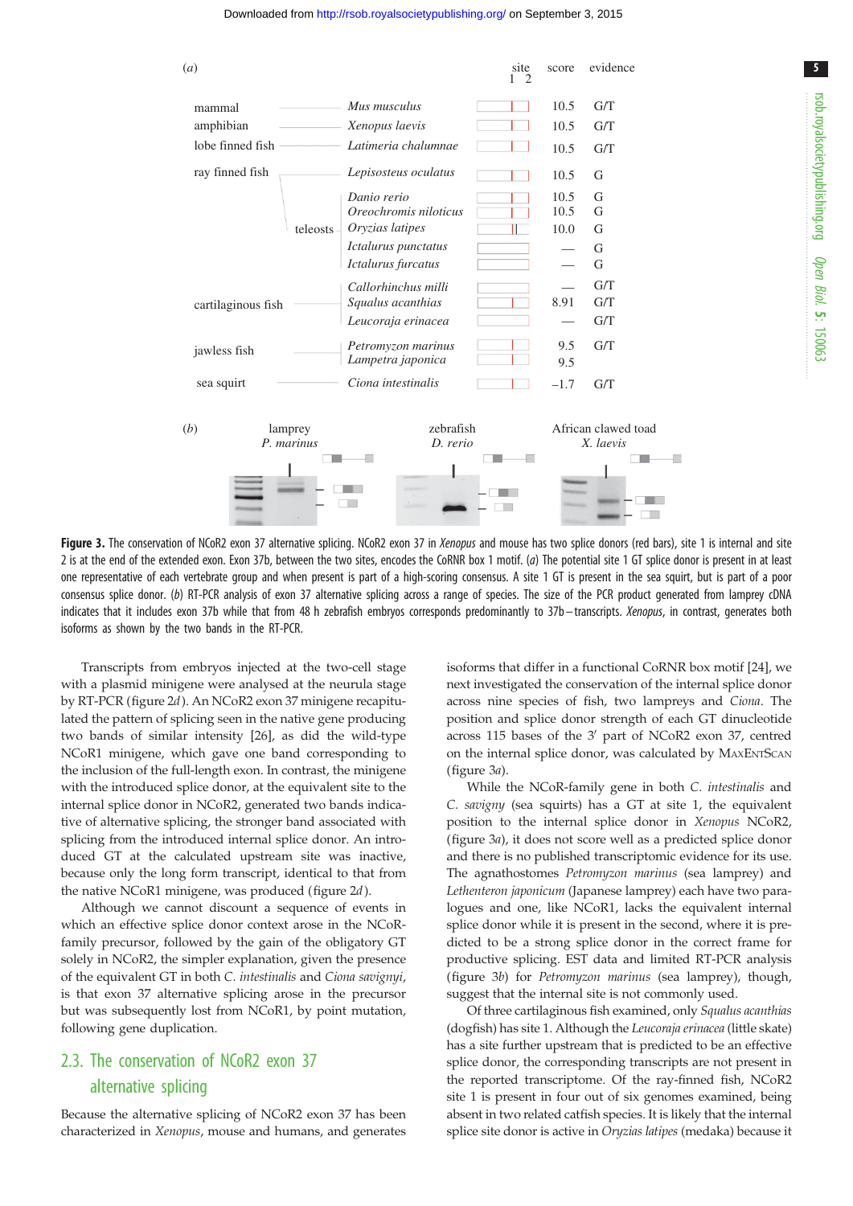| | | site 1 2 | score | evidence |
|---|---|---|---|---|
| mammal | *Mus musculus* | | 10.5 | G/T |
| amphibian | *Xenopus laevis* | | 10.5 | G/T |
| lobe finned fish | *Latimeria chalumnae* | | 10.5 | G/T |
| ray finned fish | *Lepisosteus oculatus* | | 10.5 | G |
| teleosts | *Danio rerio* | | 10.5 | G |
| | *Oreochromis niloticus* | | 10.5 | G |
| | *Oryzias latipes* | | 10.0 | G |
| | *Ictalurus punctatus* | | — | G |
| | *Ictalurus furcatus* | | — | G |
| cartilaginous fish | *Callorhinchus milli* | | — | G/T |
| | *Squalus acanthias* | | 8.91 | G/T |
| | *Leucoraja erinacea* | | — | G/T |
| jawless fish | *Petromyzon marinus* | | 9.5 | G/T |
| | *Lampetra japonica* | | 9.5 | |
| sea squirt | *Ciona intestinalis* | | −1.7 | G/T |

(*b*) lamprey *P. marinus*; zebrafish *D. rerio*; African clawed toad *X. laevis*

**Figure 3.** The conservation of NCoR2 exon 37 alternative splicing. NCoR2 exon 37 in *Xenopus* and mouse has two splice donors (red bars), site 1 is internal and site 2 is at the end of the extended exon. Exon 37b, between the two sites, encodes the CoRNR box 1 motif. (*a*) The potential site 1 GT splice donor is present in at least one representative of each vertebrate group and when present is part of a high-scoring consensus. A site 1 GT is present in the sea squirt, but is part of a poor consensus splice donor. (*b*) RT-PCR analysis of exon 37 alternative splicing across a range of species. The size of the PCR product generated from lamprey cDNA indicates that it includes exon 37b while that from 48 h zebrafish embryos corresponds predominantly to 37b− transcripts. *Xenopus*, in contrast, generates both isoforms as shown by the two bands in the RT-PCR.

Transcripts from embryos injected at the two-cell stage with a plasmid minigene were analysed at the neurula stage by RT-PCR (figure 2*d*). An NCoR2 exon 37 minigene recapitulated the pattern of splicing seen in the native gene producing two bands of similar intensity [26], as did the wild-type NCoR1 minigene, which gave one band corresponding to the inclusion of the full-length exon. In contrast, the minigene with the introduced splice donor, at the equivalent site to the internal splice donor in NCoR2, generated two bands indicative of alternative splicing, the stronger band associated with splicing from the introduced internal splice donor. An introduced GT at the calculated upstream site was inactive, because only the long form transcript, identical to that from the native NCoR1 minigene, was produced (figure 2*d*).

Although we cannot discount a sequence of events in which an effective splice donor context arose in the NCoR-family precursor, followed by the gain of the obligatory GT solely in NCoR2, the simpler explanation, given the presence of the equivalent GT in both *C. intestinalis* and *Ciona savignyi*, is that exon 37 alternative splicing arose in the precursor but was subsequently lost from NCoR1, by point mutation, following gene duplication.

## 2.3. The conservation of NCoR2 exon 37 alternative splicing

Because the alternative splicing of NCoR2 exon 37 has been characterized in *Xenopus*, mouse and humans, and generates isoforms that differ in a functional CoRNR box motif [24], we next investigated the conservation of the internal splice donor across nine species of fish, two lampreys and *Ciona*. The position and splice donor strength of each GT dinucleotide across 115 bases of the 3′ part of NCoR2 exon 37, centred on the internal splice donor, was calculated by MaxEntScan (figure 3*a*).

While the NCoR-family gene in both *C. intestinalis* and *C. savigny* (sea squirts) has a GT at site 1, the equivalent position to the internal splice donor in *Xenopus* NCoR2, (figure 3*a*), it does not score well as a predicted splice donor and there is no published transcriptomic evidence for its use. The agnathostomes *Petromyzon marinus* (sea lamprey) and *Lethenteron japonicum* (Japanese lamprey) each have two paralogues and one, like NCoR1, lacks the equivalent internal splice donor while it is present in the second, where it is predicted to be a strong splice donor in the correct frame for productive splicing. EST data and limited RT-PCR analysis (figure 3*b*) for *Petromyzon marinus* (sea lamprey), though, suggest that the internal site is not commonly used.

Of three cartilaginous fish examined, only *Squalus acanthias* (dogfish) has site 1. Although the *Leucoraja erinacea* (little skate) has a site further upstream that is predicted to be an effective splice donor, the corresponding transcripts are not present in the reported transcriptome. Of the ray-finned fish, NCoR2 site 1 is present in four out of six genomes examined, being absent in two related catfish species. It is likely that the internal splice site donor is active in *Oryzias latipes* (medaka) because it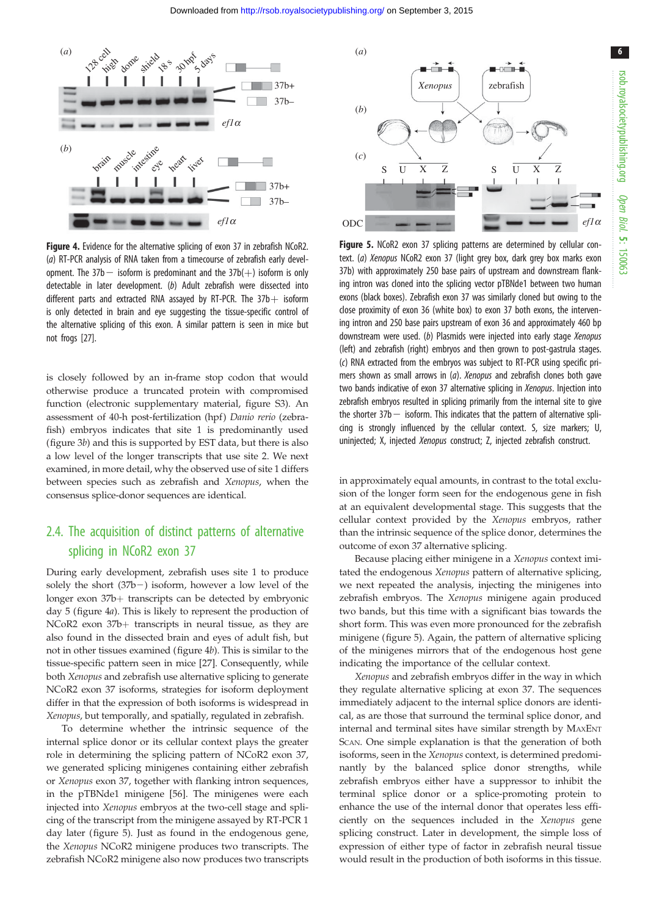**Figure 4.** Evidence for the alternative splicing of exon 37 in zebrafish NCoR2. (*a*) RT-PCR analysis of RNA taken from a timecourse of zebrafish early development. The 37b− isoform is predominant and the 37b(+) isoform is only detectable in later development. (*b*) Adult zebrafish were dissected into different parts and extracted RNA assayed by RT-PCR. The 37b+ isoform is only detected in brain and eye suggesting the tissue-specific control of the alternative splicing of this exon. A similar pattern is seen in mice but not frogs [27].

is closely followed by an in-frame stop codon that would otherwise produce a truncated protein with compromised function (electronic supplementary material, figure S3). An assessment of 40-h post-fertilization (hpf) *Danio rerio* (zebrafish) embryos indicates that site 1 is predominantly used (figure 3*b*) and this is supported by EST data, but there is also a low level of the longer transcripts that use site 2. We next examined, in more detail, why the observed use of site 1 differs between species such as zebrafish and *Xenopus*, when the consensus splice-donor sequences are identical.

## 2.4. The acquisition of distinct patterns of alternative splicing in NCoR2 exon 37

During early development, zebrafish uses site 1 to produce solely the short (37b−) isoform, however a low level of the longer exon 37b+ transcripts can be detected by embryonic day 5 (figure 4*a*). This is likely to represent the production of NCoR2 exon 37b+ transcripts in neural tissue, as they are also found in the dissected brain and eyes of adult fish, but not in other tissues examined (figure 4*b*). This is similar to the tissue-specific pattern seen in mice [27]. Consequently, while both *Xenopus* and zebrafish use alternative splicing to generate NCoR2 exon 37 isoforms, strategies for isoform deployment differ in that the expression of both isoforms is widespread in *Xenopus*, but temporally, and spatially, regulated in zebrafish.

To determine whether the intrinsic sequence of the internal splice donor or its cellular context plays the greater role in determining the splicing pattern of NCoR2 exon 37, we generated splicing minigenes containing either zebrafish or *Xenopus* exon 37, together with flanking intron sequences, in the pTBNde1 minigene [56]. The minigenes were each injected into *Xenopus* embryos at the two-cell stage and splicing of the transcript from the minigene assayed by RT-PCR 1 day later (figure 5). Just as found in the endogenous gene, the *Xenopus* NCoR2 minigene produces two transcripts. The zebrafish NCoR2 minigene also now produces two transcripts in approximately equal amounts, in contrast to the total exclusion of the longer form seen for the endogenous gene in fish at an equivalent developmental stage. This suggests that the cellular context provided by the *Xenopus* embryos, rather than the intrinsic sequence of the splice donor, determines the outcome of exon 37 alternative splicing.

**Figure 5.** NCoR2 exon 37 splicing patterns are determined by cellular context. (*a*) *Xenopus* NCoR2 exon 37 (light grey box, dark grey box marks exon 37b) with approximately 250 base pairs of upstream and downstream flanking intron was cloned into the splicing vector pTBNde1 between two human exons (black boxes). Zebrafish exon 37 was similarly cloned but owing to the close proximity of exon 36 (white box) to exon 37 both exons, the intervening intron and 250 base pairs upstream of exon 36 and approximately 460 bp downstream were used. (*b*) Plasmids were injected into early stage *Xenopus* (left) and zebrafish (right) embryos and then grown to post-gastrula stages. (*c*) RNA extracted from the embryos was subject to RT-PCR using specific primers shown as small arrows in (*a*). *Xenopus* and zebrafish clones both gave two bands indicative of exon 37 alternative splicing in *Xenopus*. Injection into zebrafish embryos resulted in splicing primarily from the internal site to give the short 37b− isoform. This indicates that the pattern of alternative splicing is strongly influenced by the cellular context. S, size markers; U, uninjected; X, injected *Xenopus* construct; Z, injected zebrafish construct.

Because placing either minigene in a *Xenopus* context imitated the endogenous *Xenopus* pattern of alternative splicing, we next repeated the analysis, injecting the minigenes into zebrafish embryos. The *Xenopus* minigene again produced two bands, but this time with a significant bias towards the short form. This was even more pronounced for the zebrafish minigene (figure 5). Again, the pattern of alternative splicing of the minigenes mirrors that of the endogenous host gene indicating the importance of the cellular context.

*Xenopus* and zebrafish embryos differ in the way in which they regulate alternative splicing at exon 37. The sequences immediately adjacent to the internal splice donors are identical, as are those that surround the terminal splice donor, and internal and terminal sites have similar strength by MaxEnt Scan. One simple explanation is that the generation of both isoforms, seen in the *Xenopus* context, is determined predominantly by the balanced splice donor strengths, while zebrafish embryos either have a suppressor to inhibit the terminal splice donor or a splice-promoting protein to enhance the use of the internal donor that operates less efficiently on the sequences included in the *Xenopus* gene splicing construct. Later in development, the simple loss of expression of either type of factor in zebrafish neural tissue would result in the production of both isoforms in this tissue.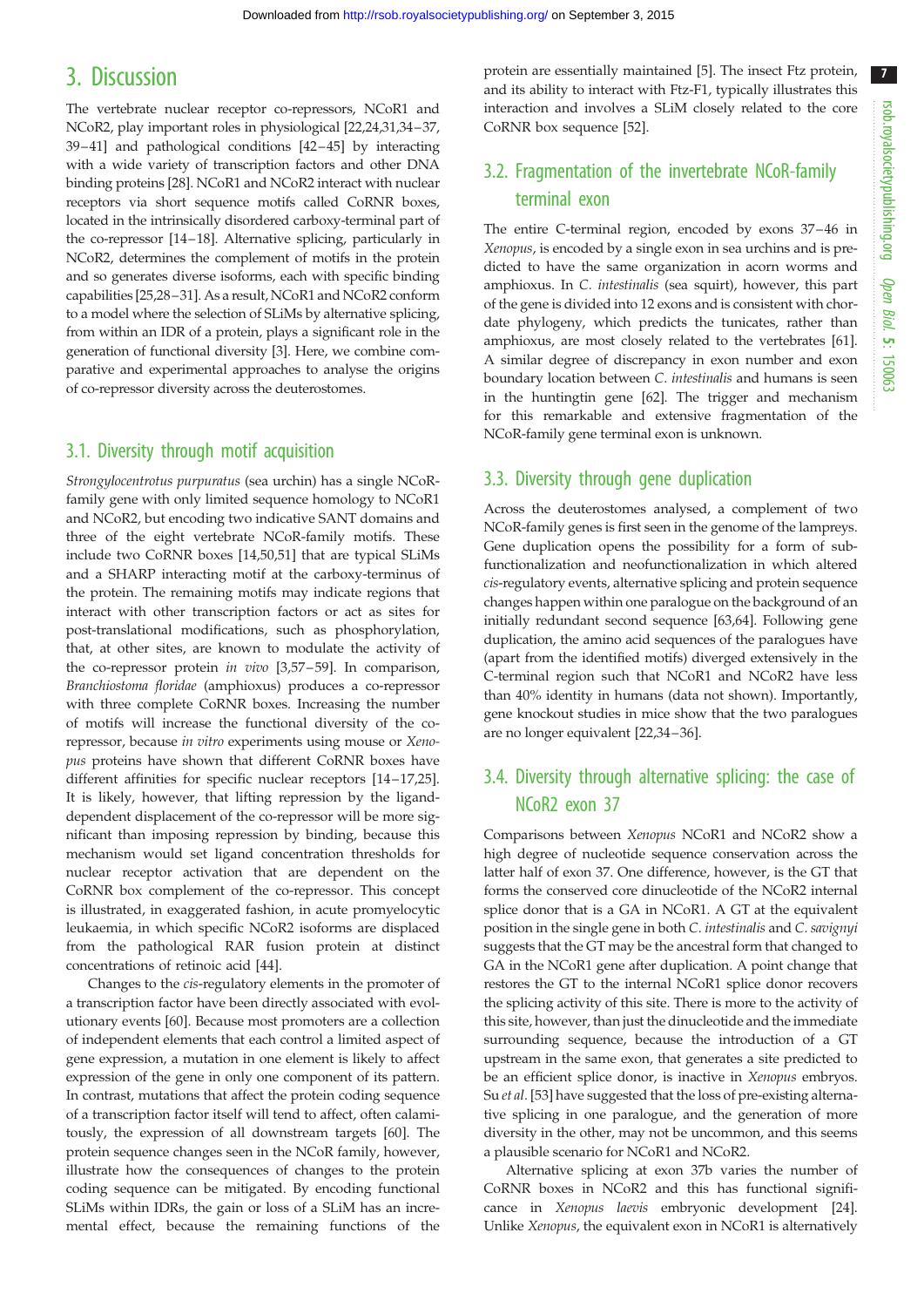# 3. Discussion

The vertebrate nuclear receptor co-repressors, NCoR1 and NCoR2, play important roles in physiological [22,24,31,34–37, 39–41] and pathological conditions [42–45] by interacting with a wide variety of transcription factors and other DNA binding proteins [28]. NCoR1 and NCoR2 interact with nuclear receptors via short sequence motifs called CoRNR boxes, located in the intrinsically disordered carboxy-terminal part of the co-repressor [14–18]. Alternative splicing, particularly in NCoR2, determines the complement of motifs in the protein and so generates diverse isoforms, each with specific binding capabilities [25,28–31]. As a result, NCoR1 and NCoR2 conform to a model where the selection of SLiMs by alternative splicing, from within an IDR of a protein, plays a significant role in the generation of functional diversity [3]. Here, we combine comparative and experimental approaches to analyse the origins of co-repressor diversity across the deuterostomes.

## 3.1. Diversity through motif acquisition

*Strongylocentrotus purpuratus* (sea urchin) has a single NCoR-family gene with only limited sequence homology to NCoR1 and NCoR2, but encoding two indicative SANT domains and three of the eight vertebrate NCoR-family motifs. These include two CoRNR boxes [14,50,51] that are typical SLiMs and a SHARP interacting motif at the carboxy-terminus of the protein. The remaining motifs may indicate regions that interact with other transcription factors or act as sites for post-translational modifications, such as phosphorylation, that, at other sites, are known to modulate the activity of the co-repressor protein *in vivo* [3,57–59]. In comparison, *Branchiostoma floridae* (amphioxus) produces a co-repressor with three complete CoRNR boxes. Increasing the number of motifs will increase the functional diversity of the co-repressor, because *in vitro* experiments using mouse or *Xenopus* proteins have shown that different CoRNR boxes have different affinities for specific nuclear receptors [14–17,25]. It is likely, however, that lifting repression by the ligand-dependent displacement of the co-repressor will be more significant than imposing repression by binding, because this mechanism would set ligand concentration thresholds for nuclear receptor activation that are dependent on the CoRNR box complement of the co-repressor. This concept is illustrated, in exaggerated fashion, in acute promyelocytic leukaemia, in which specific NCoR2 isoforms are displaced from the pathological RAR fusion protein at distinct concentrations of retinoic acid [44].

Changes to the *cis*-regulatory elements in the promoter of a transcription factor have been directly associated with evolutionary events [60]. Because most promoters are a collection of independent elements that each control a limited aspect of gene expression, a mutation in one element is likely to affect expression of the gene in only one component of its pattern. In contrast, mutations that affect the protein coding sequence of a transcription factor itself will tend to affect, often calamitously, the expression of all downstream targets [60]. The protein sequence changes seen in the NCoR family, however, illustrate how the consequences of changes to the protein coding sequence can be mitigated. By encoding functional SLiMs within IDRs, the gain or loss of a SLiM has an incremental effect, because the remaining functions of the protein are essentially maintained [5]. The insect Ftz protein, and its ability to interact with Ftz-F1, typically illustrates this interaction and involves a SLiM closely related to the core CoRNR box sequence [52].

## 3.2. Fragmentation of the invertebrate NCoR-family terminal exon

The entire C-terminal region, encoded by exons 37–46 in *Xenopus*, is encoded by a single exon in sea urchins and is predicted to have the same organization in acorn worms and amphioxus. In *C. intestinalis* (sea squirt), however, this part of the gene is divided into 12 exons and is consistent with chordate phylogeny, which predicts the tunicates, rather than amphioxus, are most closely related to the vertebrates [61]. A similar degree of discrepancy in exon number and exon boundary location between *C. intestinalis* and humans is seen in the huntingtin gene [62]. The trigger and mechanism for this remarkable and extensive fragmentation of the NCoR-family gene terminal exon is unknown.

## 3.3. Diversity through gene duplication

Across the deuterostomes analysed, a complement of two NCoR-family genes is first seen in the genome of the lampreys. Gene duplication opens the possibility for a form of subfunctionalization and neofunctionalization in which altered *cis*-regulatory events, alternative splicing and protein sequence changes happen within one paralogue on the background of an initially redundant second sequence [63,64]. Following gene duplication, the amino acid sequences of the paralogues have (apart from the identified motifs) diverged extensively in the C-terminal region such that NCoR1 and NCoR2 have less than 40% identity in humans (data not shown). Importantly, gene knockout studies in mice show that the two paralogues are no longer equivalent [22,34–36].

## 3.4. Diversity through alternative splicing: the case of NCoR2 exon 37

Comparisons between *Xenopus* NCoR1 and NCoR2 show a high degree of nucleotide sequence conservation across the latter half of exon 37. One difference, however, is the GT that forms the conserved core dinucleotide of the NCoR2 internal splice donor that is a GA in NCoR1. A GT at the equivalent position in the single gene in both *C. intestinalis* and *C. savignyi* suggests that the GT may be the ancestral form that changed to GA in the NCoR1 gene after duplication. A point change that restores the GT to the internal NCoR1 splice donor recovers the splicing activity of this site. There is more to the activity of this site, however, than just the dinucleotide and the immediate surrounding sequence, because the introduction of a GT upstream in the same exon, that generates a site predicted to be an efficient splice donor, is inactive in *Xenopus* embryos. Su *et al.* [53] have suggested that the loss of pre-existing alternative splicing in one paralogue, and the generation of more diversity in the other, may not be uncommon, and this seems a plausible scenario for NCoR1 and NCoR2.

Alternative splicing at exon 37b varies the number of CoRNR boxes in NCoR2 and this has functional significance in *Xenopus laevis* embryonic development [24]. Unlike *Xenopus*, the equivalent exon in NCoR1 is alternatively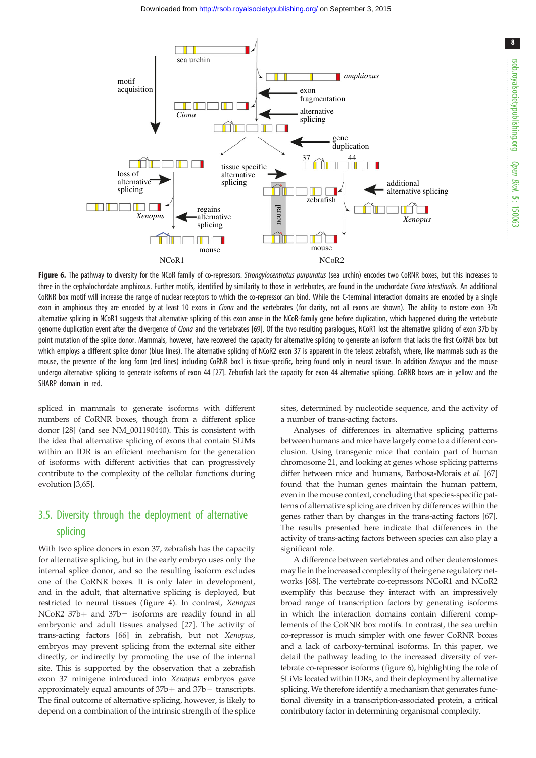**Figure 6.** The pathway to diversity for the NCoR family of co-repressors. *Strongylocentrotus purpuratus* (sea urchin) encodes two CoRNR boxes, but this increases to three in the cephalochordate amphioxus. Further motifs, identified by similarity to those in vertebrates, are found in the urochordate *Ciona intestinalis*. An additional CoRNR box motif will increase the range of nuclear receptors to which the co-repressor can bind. While the C-terminal interaction domains are encoded by a single exon in amphioxus they are encoded by at least 10 exons in *Ciona* and the vertebrates (for clarity, not all exons are shown). The ability to restore exon 37b alternative splicing in NCoR1 suggests that alternative splicing of this exon arose in the NCoR-family gene before duplication, which happened during the vertebrate genome duplication event after the divergence of *Ciona* and the vertebrates [69]. Of the two resulting paralogues, NCoR1 lost the alternative splicing of exon 37b by point mutation of the splice donor. Mammals, however, have recovered the capacity for alternative splicing to generate an isoform that lacks the first CoRNR box but which employs a different splice donor (blue lines). The alternative splicing of NCoR2 exon 37 is apparent in the teleost zebrafish, where, like mammals such as the mouse, the presence of the long form (red lines) including CoRNR box1 is tissue-specific, being found only in neural tissue. In addition *Xenopus* and the mouse undergo alternative splicing to generate isoforms of exon 44 [27]. Zebrafish lack the capacity for exon 44 alternative splicing. CoRNR boxes are in yellow and the SHARP domain in red.

spliced in mammals to generate isoforms with different numbers of CoRNR boxes, though from a different splice donor [28] (and see NM_001190440). This is consistent with the idea that alternative splicing of exons that contain SLiMs within an IDR is an efficient mechanism for the generation of isoforms with different activities that can progressively contribute to the complexity of the cellular functions during evolution [3,65].

## 3.5. Diversity through the deployment of alternative splicing

With two splice donors in exon 37, zebrafish has the capacity for alternative splicing, but in the early embryo uses only the internal splice donor, and so the resulting isoform excludes one of the CoRNR boxes. It is only later in development, and in the adult, that alternative splicing is deployed, but restricted to neural tissues (figure 4). In contrast, *Xenopus* NCoR2 37b+ and 37b− isoforms are readily found in all embryonic and adult tissues analysed [27]. The activity of trans-acting factors [66] in zebrafish, but not *Xenopus*, embryos may prevent splicing from the external site either directly, or indirectly by promoting the use of the internal site. This is supported by the observation that a zebrafish exon 37 minigene introduced into *Xenopus* embryos gave approximately equal amounts of 37b+ and 37b− transcripts. The final outcome of alternative splicing, however, is likely to depend on a combination of the intrinsic strength of the splice sites, determined by nucleotide sequence, and the activity of a number of trans-acting factors.

Analyses of differences in alternative splicing patterns between humans and mice have largely come to a different conclusion. Using transgenic mice that contain part of human chromosome 21, and looking at genes whose splicing patterns differ between mice and humans, Barbosa-Morais *et al.* [67] found that the human genes maintain the human pattern, even in the mouse context, concluding that species-specific patterns of alternative splicing are driven by differences within the genes rather than by changes in the trans-acting factors [67]. The results presented here indicate that differences in the activity of trans-acting factors between species can also play a significant role.

A difference between vertebrates and other deuterostomes may lie in the increased complexity of their gene regulatory networks [68]. The vertebrate co-repressors NCoR1 and NCoR2 exemplify this because they interact with an impressively broad range of transcription factors by generating isoforms in which the interaction domains contain different complements of the CoRNR box motifs. In contrast, the sea urchin co-repressor is much simpler with one fewer CoRNR boxes and a lack of carboxy-terminal isoforms. In this paper, we detail the pathway leading to the increased diversity of vertebrate co-repressor isoforms (figure 6), highlighting the role of SLiMs located within IDRs, and their deployment by alternative splicing. We therefore identify a mechanism that generates functional diversity in a transcription-associated protein, a critical contributory factor in determining organismal complexity.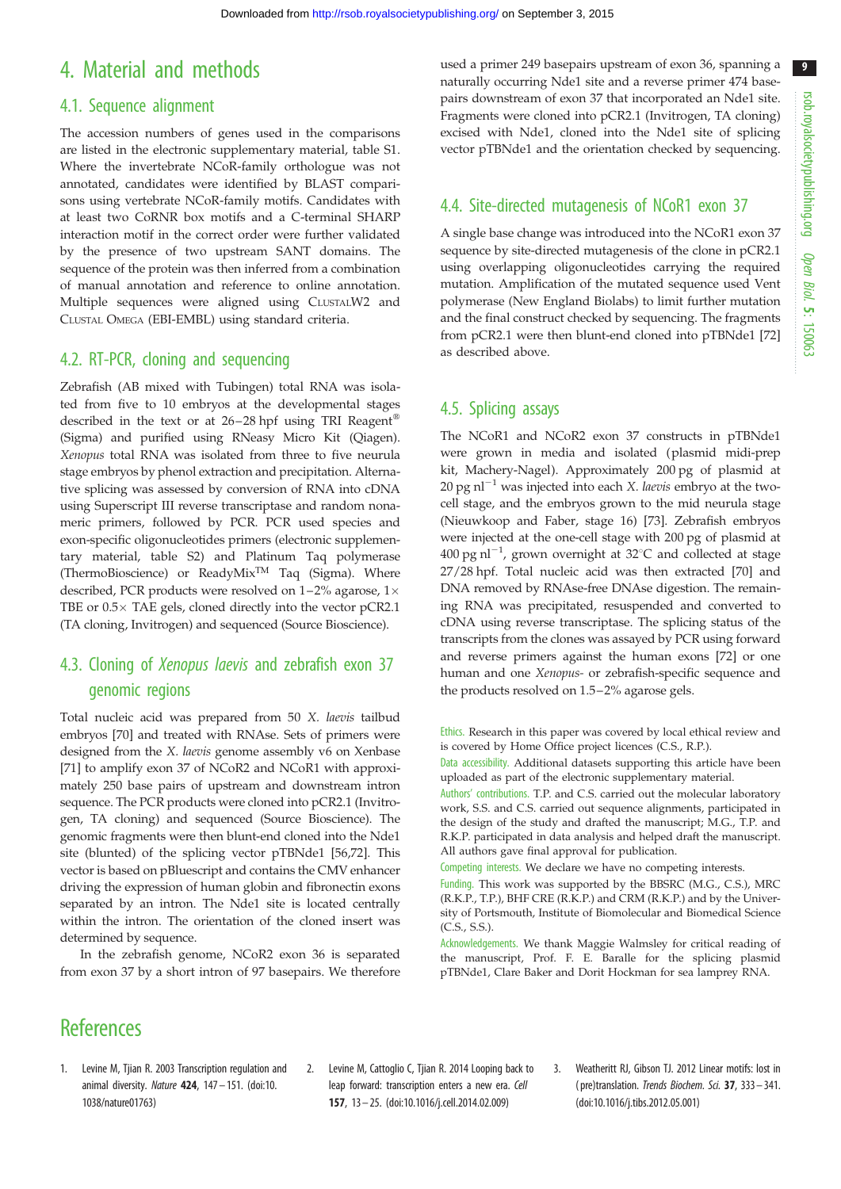# 4. Material and methods

## 4.1. Sequence alignment

The accession numbers of genes used in the comparisons are listed in the electronic supplementary material, table S1. Where the invertebrate NCoR-family orthologue was not annotated, candidates were identified by BLAST comparisons using vertebrate NCoR-family motifs. Candidates with at least two CoRNR box motifs and a C-terminal SHARP interaction motif in the correct order were further validated by the presence of two upstream SANT domains. The sequence of the protein was then inferred from a combination of manual annotation and reference to online annotation. Multiple sequences were aligned using CLUSTALW2 and CLUSTAL OMEGA (EBI-EMBL) using standard criteria.

## 4.2. RT-PCR, cloning and sequencing

Zebrafish (AB mixed with Tubingen) total RNA was isolated from five to 10 embryos at the developmental stages described in the text or at 26–28 hpf using TRI Reagent® (Sigma) and purified using RNeasy Micro Kit (Qiagen). *Xenopus* total RNA was isolated from three to five neurula stage embryos by phenol extraction and precipitation. Alternative splicing was assessed by conversion of RNA into cDNA using Superscript III reverse transcriptase and random nonameric primers, followed by PCR. PCR used species and exon-specific oligonucleotides primers (electronic supplementary material, table S2) and Platinum Taq polymerase (ThermoBioscience) or ReadyMix™ Taq (Sigma). Where described, PCR products were resolved on 1–2% agarose, 1× TBE or 0.5× TAE gels, cloned directly into the vector pCR2.1 (TA cloning, Invitrogen) and sequenced (Source Bioscience).

## 4.3. Cloning of *Xenopus laevis* and zebrafish exon 37 genomic regions

Total nucleic acid was prepared from 50 *X. laevis* tailbud embryos [70] and treated with RNAse. Sets of primers were designed from the *X. laevis* genome assembly v6 on Xenbase [71] to amplify exon 37 of NCoR2 and NCoR1 with approximately 250 base pairs of upstream and downstream intron sequence. The PCR products were cloned into pCR2.1 (Invitrogen, TA cloning) and sequenced (Source Bioscience). The genomic fragments were then blunt-end cloned into the Nde1 site (blunted) of the splicing vector pTBNde1 [56,72]. This vector is based on pBluescript and contains the CMV enhancer driving the expression of human globin and fibronectin exons separated by an intron. The Nde1 site is located centrally within the intron. The orientation of the cloned insert was determined by sequence.

In the zebrafish genome, NCoR2 exon 36 is separated from exon 37 by a short intron of 97 basepairs. We therefore used a primer 249 basepairs upstream of exon 36, spanning a naturally occurring Nde1 site and a reverse primer 474 basepairs downstream of exon 37 that incorporated an Nde1 site. Fragments were cloned into pCR2.1 (Invitrogen, TA cloning) excised with Nde1, cloned into the Nde1 site of splicing vector pTBNde1 and the orientation checked by sequencing.

## 4.4. Site-directed mutagenesis of NCoR1 exon 37

A single base change was introduced into the NCoR1 exon 37 sequence by site-directed mutagenesis of the clone in pCR2.1 using overlapping oligonucleotides carrying the required mutation. Amplification of the mutated sequence used Vent polymerase (New England Biolabs) to limit further mutation and the final construct checked by sequencing. The fragments from pCR2.1 were then blunt-end cloned into pTBNde1 [72] as described above.

## 4.5. Splicing assays

The NCoR1 and NCoR2 exon 37 constructs in pTBNde1 were grown in media and isolated (plasmid midi-prep kit, Machery-Nagel). Approximately 200 pg of plasmid at 20 pg $nl^{-1}$ was injected into each *X. laevis* embryo at the two-cell stage, and the embryos grown to the mid neurula stage (Nieuwkoop and Faber, stage 16) [73]. Zebrafish embryos were injected at the one-cell stage with 200 pg of plasmid at 400 pg $nl^{-1}$, grown overnight at 32°C and collected at stage 27/28 hpf. Total nucleic acid was then extracted [70] and DNA removed by RNAse-free DNAse digestion. The remaining RNA was precipitated, resuspended and converted to cDNA using reverse transcriptase. The splicing status of the transcripts from the clones was assayed by PCR using forward and reverse primers against the human exons [72] or one human and one *Xenopus*- or zebrafish-specific sequence and the products resolved on 1.5–2% agarose gels.

Ethics. Research in this paper was covered by local ethical review and is covered by Home Office project licences (C.S., R.P.).

Data accessibility. Additional datasets supporting this article have been uploaded as part of the electronic supplementary material.

Authors' contributions. T.P. and C.S. carried out the molecular laboratory work, S.S. and C.S. carried out sequence alignments, participated in the design of the study and drafted the manuscript; M.G., T.P. and R.K.P. participated in data analysis and helped draft the manuscript. All authors gave final approval for publication.

Competing interests. We declare we have no competing interests.

Funding. This work was supported by the BBSRC (M.G., C.S.), MRC (R.K.P., T.P.), BHF CRE (R.K.P.) and CRM (R.K.P.) and by the University of Portsmouth, Institute of Biomolecular and Biomedical Science (C.S., S.S.).

Acknowledgements. We thank Maggie Walmsley for critical reading of the manuscript, Prof. F. E. Baralle for the splicing plasmid pTBNde1, Clare Baker and Dorit Hockman for sea lamprey RNA.

# References

1. Levine M, Tjian R. 2003 Transcription regulation and animal diversity. *Nature* **424**, 147–151. (doi:10.1038/nature01763)
2. Levine M, Cattoglio C, Tjian R. 2014 Looping back to leap forward: transcription enters a new era. *Cell* **157**, 13–25. (doi:10.1016/j.cell.2014.02.009)
3. Weatheritt RJ, Gibson TJ. 2012 Linear motifs: lost in (pre)translation. *Trends Biochem. Sci.* **37**, 333–341. (doi:10.1016/j.tibs.2012.05.001)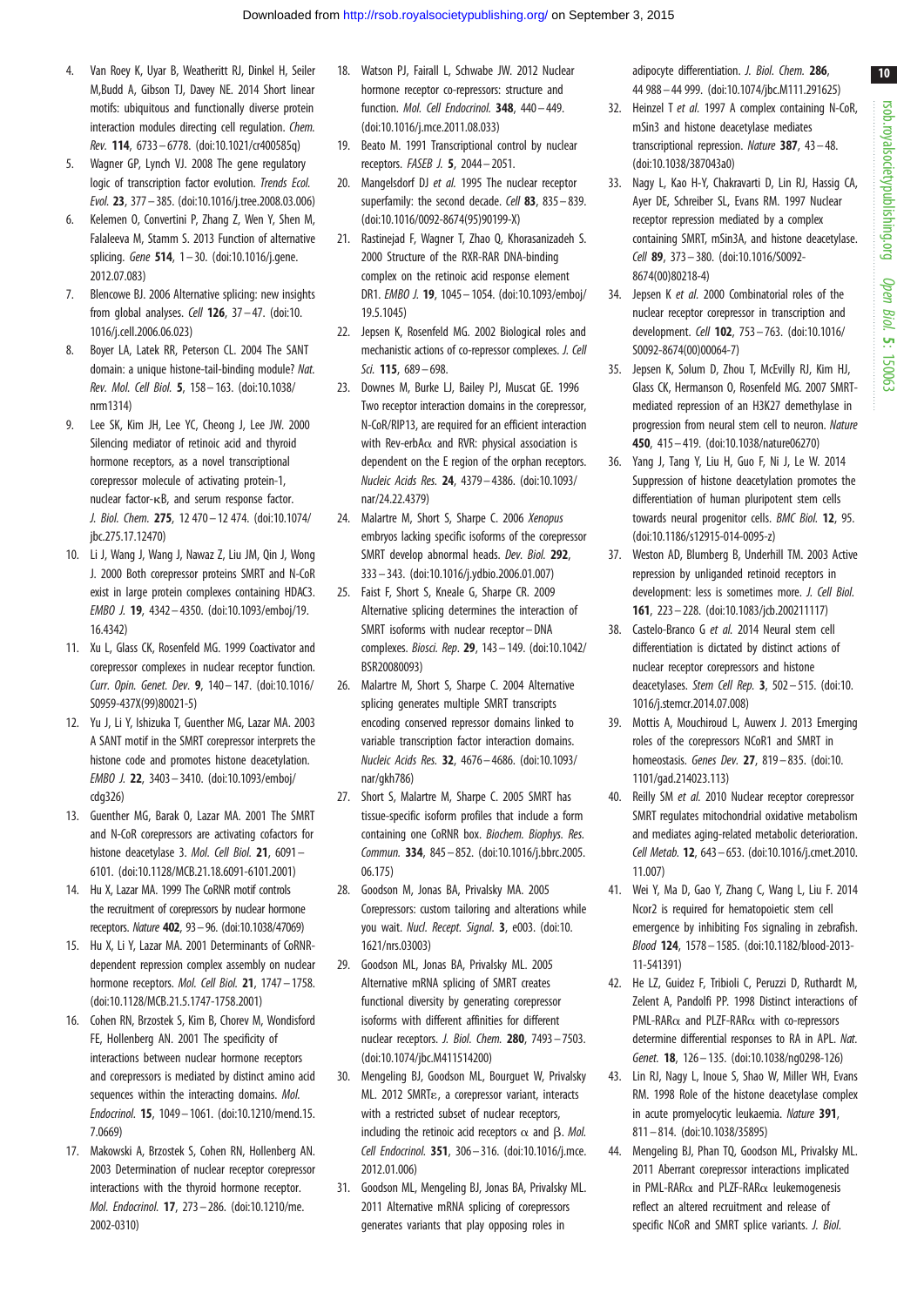4. Van Roey K, Uyar B, Weatheritt RJ, Dinkel H, Seiler M, Budd A, Gibson TJ, Davey NE. 2014 Short linear motifs: ubiquitous and functionally diverse protein interaction modules directing cell regulation. *Chem. Rev.* **114**, 6733–6778. (doi:10.1021/cr400585q)
5. Wagner GP, Lynch VJ. 2008 The gene regulatory logic of transcription factor evolution. *Trends Ecol. Evol.* **23**, 377–385. (doi:10.1016/j.tree.2008.03.006)
6. Kelemen O, Convertini P, Zhang Z, Wen Y, Shen M, Falaleeva M, Stamm S. 2013 Function of alternative splicing. *Gene* **514**, 1–30. (doi:10.1016/j.gene.2012.07.083)
7. Blencowe BJ. 2006 Alternative splicing: new insights from global analyses. *Cell* **126**, 37–47. (doi:10.1016/j.cell.2006.06.023)
8. Boyer LA, Latek RR, Peterson CL. 2004 The SANT domain: a unique histone-tail-binding module? *Nat. Rev. Mol. Cell Biol.* **5**, 158–163. (doi:10.1038/nrm1314)
9. Lee SK, Kim JH, Lee YC, Cheong J, Lee JW. 2000 Silencing mediator of retinoic acid and thyroid hormone receptors, as a novel transcriptional corepressor molecule of activating protein-1, nuclear factor-κB, and serum response factor. *J. Biol. Chem.* **275**, 12 470–12 474. (doi:10.1074/jbc.275.17.12470)
10. Li J, Wang J, Wang J, Nawaz Z, Liu JM, Qin J, Wong J. 2000 Both corepressor proteins SMRT and N-CoR exist in large protein complexes containing HDAC3. *EMBO J.* **19**, 4342–4350. (doi:10.1093/emboj/19.16.4342)
11. Xu L, Glass CK, Rosenfeld MG. 1999 Coactivator and corepressor complexes in nuclear receptor function. *Curr. Opin. Genet. Dev.* **9**, 140–147. (doi:10.1016/S0959-437X(99)80021-5)
12. Yu J, Li Y, Ishizuka T, Guenther MG, Lazar MA. 2003 A SANT motif in the SMRT corepressor interprets the histone code and promotes histone deacetylation. *EMBO J.* **22**, 3403–3410. (doi:10.1093/emboj/cdg326)
13. Guenther MG, Barak O, Lazar MA. 2001 The SMRT and N-CoR corepressors are activating cofactors for histone deacetylase 3. *Mol. Cell Biol.* **21**, 6091–6101. (doi:10.1128/MCB.21.18.6091-6101.2001)
14. Hu X, Lazar MA. 1999 The CoRNR motif controls the recruitment of corepressors by nuclear hormone receptors. *Nature* **402**, 93–96. (doi:10.1038/47069)
15. Hu X, Li Y, Lazar MA. 2001 Determinants of CoRNR-dependent repression complex assembly on nuclear hormone receptors. *Mol. Cell Biol.* **21**, 1747–1758. (doi:10.1128/MCB.21.5.1747-1758.2001)
16. Cohen RN, Brzostek S, Kim B, Chorev M, Wondisford FE, Hollenberg AN. 2001 The specificity of interactions between nuclear hormone receptors and corepressors is mediated by distinct amino acid sequences within the interacting domains. *Mol. Endocrinol.* **15**, 1049–1061. (doi:10.1210/mend.15.7.0669)
17. Makowski A, Brzostek S, Cohen RN, Hollenberg AN. 2003 Determination of nuclear receptor corepressor interactions with the thyroid hormone receptor. *Mol. Endocrinol.* **17**, 273–286. (doi:10.1210/me.2002-0310)
18. Watson PJ, Fairall L, Schwabe JW. 2012 Nuclear hormone receptor co-repressors: structure and function. *Mol. Cell Endocrinol.* **348**, 440–449. (doi:10.1016/j.mce.2011.08.033)
19. Beato M. 1991 Transcriptional control by nuclear receptors. *FASEB J.* **5**, 2044–2051.
20. Mangelsdorf DJ *et al.* 1995 The nuclear receptor superfamily: the second decade. *Cell* **83**, 835–839. (doi:10.1016/0092-8674(95)90199-X)
21. Rastinejad F, Wagner T, Zhao Q, Khorasanizadeh S. 2000 Structure of the RXR-RAR DNA-binding complex on the retinoic acid response element DR1. *EMBO J.* **19**, 1045–1054. (doi:10.1093/emboj/19.5.1045)
22. Jepsen K, Rosenfeld MG. 2002 Biological roles and mechanistic actions of co-repressor complexes. *J. Cell Sci.* **115**, 689–698.
23. Downes M, Burke LJ, Bailey PJ, Muscat GE. 1996 Two receptor interaction domains in the corepressor, N-CoR/RIP13, are required for an efficient interaction with Rev-erbAα and RVR: physical association is dependent on the E region of the orphan receptors. *Nucleic Acids Res.* **24**, 4379–4386. (doi:10.1093/nar/24.22.4379)
24. Malartre M, Short S, Sharpe C. 2006 *Xenopus* embryos lacking specific isoforms of the corepressor SMRT develop abnormal heads. *Dev. Biol.* **292**, 333–343. (doi:10.1016/j.ydbio.2006.01.007)
25. Faist F, Short S, Kneale G, Sharpe CR. 2009 Alternative splicing determines the interaction of SMRT isoforms with nuclear receptor–DNA complexes. *Biosci. Rep.* **29**, 143–149. (doi:10.1042/BSR20080093)
26. Malartre M, Short S, Sharpe C. 2004 Alternative splicing generates multiple SMRT transcripts encoding conserved repressor domains linked to variable transcription factor interaction domains. *Nucleic Acids Res.* **32**, 4676–4686. (doi:10.1093/nar/gkh786)
27. Short S, Malartre M, Sharpe C. 2005 SMRT has tissue-specific isoform profiles that include a form containing one CoRNR box. *Biochem. Biophys. Res. Commun.* **334**, 845–852. (doi:10.1016/j.bbrc.2005.06.175)
28. Goodson M, Jonas BA, Privalsky MA. 2005 Corepressors: custom tailoring and alterations while you wait. *Nucl. Recept. Signal.* **3**, e003. (doi:10.1621/nrs.03003)
29. Goodson ML, Jonas BA, Privalsky ML. 2005 Alternative mRNA splicing of SMRT creates functional diversity by generating corepressor isoforms with different affinities for different nuclear receptors. *J. Biol. Chem.* **280**, 7493–7503. (doi:10.1074/jbc.M411514200)
30. Mengeling BJ, Goodson ML, Bourguet W, Privalsky ML. 2012 SMRTε, a corepressor variant, interacts with a restricted subset of nuclear receptors, including the retinoic acid receptors α and β. *Mol. Cell Endocrinol.* **351**, 306–316. (doi:10.1016/j.mce.2012.01.006)
31. Goodson ML, Mengeling BJ, Jonas BA, Privalsky ML. 2011 Alternative mRNA splicing of corepressors generates variants that play opposing roles in adipocyte differentiation. *J. Biol. Chem.* **286**, 44 988–44 999. (doi:10.1074/jbc.M111.291625)
32. Heinzel T *et al.* 1997 A complex containing N-CoR, mSin3 and histone deacetylase mediates transcriptional repression. *Nature* **387**, 43–48. (doi:10.1038/387043a0)
33. Nagy L, Kao H-Y, Chakravarti D, Lin RJ, Hassig CA, Ayer DE, Schreiber SL, Evans RM. 1997 Nuclear receptor repression mediated by a complex containing SMRT, mSin3A, and histone deacetylase. *Cell* **89**, 373–380. (doi:10.1016/S0092-8674(00)80218-4)
34. Jepsen K *et al.* 2000 Combinatorial roles of the nuclear receptor corepressor in transcription and development. *Cell* **102**, 753–763. (doi:10.1016/S0092-8674(00)00064-7)
35. Jepsen K, Solum D, Zhou T, McEvilly RJ, Kim HJ, Glass CK, Hermanson O, Rosenfeld MG. 2007 SMRT-mediated repression of an H3K27 demethylase in progression from neural stem cell to neuron. *Nature* **450**, 415–419. (doi:10.1038/nature06270)
36. Yang J, Tang Y, Liu H, Guo F, Ni J, Le W. 2014 Suppression of histone deacetylation promotes the differentiation of human pluripotent stem cells towards neural progenitor cells. *BMC Biol.* **12**, 95. (doi:10.1186/s12915-014-0095-z)
37. Weston AD, Blumberg B, Underhill TM. 2003 Active repression by unliganded retinoid receptors in development: less is sometimes more. *J. Cell Biol.* **161**, 223–228. (doi:10.1083/jcb.200211117)
38. Castelo-Branco G *et al.* 2014 Neural stem cell differentiation is dictated by distinct actions of nuclear receptor corepressors and histone deacetylases. *Stem Cell Rep.* **3**, 502–515. (doi:10.1016/j.stemcr.2014.07.008)
39. Mottis A, Mouchiroud L, Auwerx J. 2013 Emerging roles of the corepressors NCoR1 and SMRT in homeostasis. *Genes Dev.* **27**, 819–835. (doi:10.1101/gad.214023.113)
40. Reilly SM *et al.* 2010 Nuclear receptor corepressor SMRT regulates mitochondrial oxidative metabolism and mediates aging-related metabolic deterioration. *Cell Metab.* **12**, 643–653. (doi:10.1016/j.cmet.2010.11.007)
41. Wei Y, Ma D, Gao Y, Zhang C, Wang L, Liu F. 2014 Ncor2 is required for hematopoietic stem cell emergence by inhibiting Fos signaling in zebrafish. *Blood* **124**, 1578–1585. (doi:10.1182/blood-2013-11-541391)
42. He LZ, Guidez F, Tribioli C, Peruzzi D, Ruthardt M, Zelent A, Pandolfi PP. 1998 Distinct interactions of PML-RARα and PLZF-RARα with co-repressors determine differential responses to RA in APL. *Nat. Genet.* **18**, 126–135. (doi:10.1038/ng0298-126)
43. Lin RJ, Nagy L, Inoue S, Shao W, Miller WH, Evans RM. 1998 Role of the histone deacetylase complex in acute promyelocytic leukaemia. *Nature* **391**, 811–814. (doi:10.1038/35895)
44. Mengeling BJ, Phan TQ, Goodson ML, Privalsky ML. 2011 Aberrant corepressor interactions implicated in PML-RARα and PLZF-RARα leukemogenesis reflect an altered recruitment and release of specific NCoR and SMRT splice variants. *J. Biol.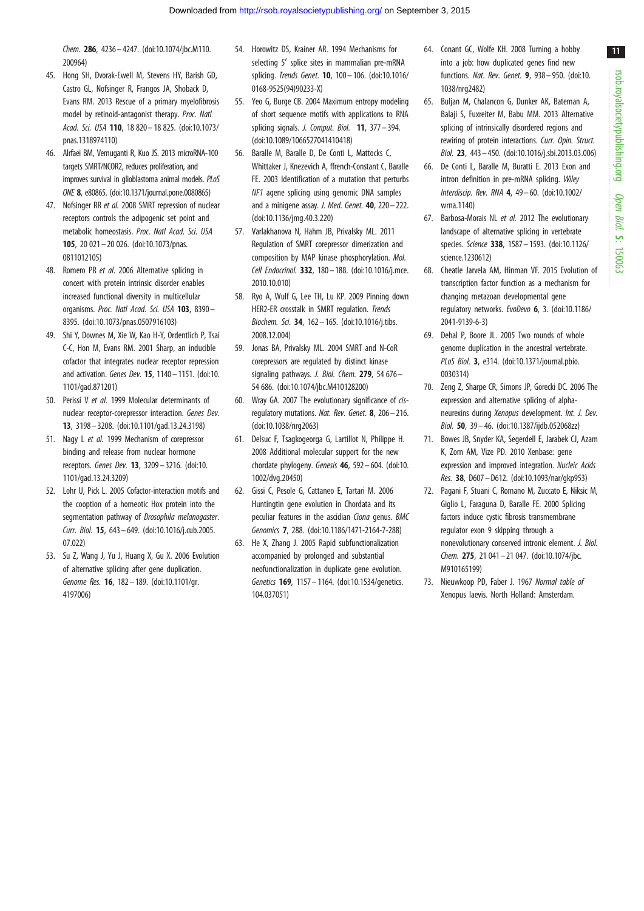Chem. **286**, 4236–4247. (doi:10.1074/jbc.M110.200964)

45. Hong SH, Dvorak-Ewell M, Stevens HY, Barish GD, Castro GL, Nofsinger R, Frangos JA, Shoback D, Evans RM. 2013 Rescue of a primary myelofibrosis model by retinoid-antagonist therapy. *Proc. Natl Acad. Sci. USA* **110**, 18 820–18 825. (doi:10.1073/pnas.1318974110)
46. Alrfaei BM, Vemuganti R, Kuo JS. 2013 microRNA-100 targets SMRT/NCOR2, reduces proliferation, and improves survival in glioblastoma animal models. *PLoS ONE* **8**, e80865. (doi:10.1371/journal.pone.0080865)
47. Nofsinger RR *et al.* 2008 SMRT repression of nuclear receptors controls the adipogenic set point and metabolic homeostasis. *Proc. Natl Acad. Sci. USA* **105**, 20 021–20 026. (doi:10.1073/pnas.0811012105)
48. Romero PR *et al.* 2006 Alternative splicing in concert with protein intrinsic disorder enables increased functional diversity in multicellular organisms. *Proc. Natl Acad. Sci. USA* **103**, 8390–8395. (doi:10.1073/pnas.0507916103)
49. Shi Y, Downes M, Xie W, Kao H-Y, Ordentlich P, Tsai C-C, Hon M, Evans RM. 2001 Sharp, an inducible cofactor that integrates nuclear receptor repression and activation. *Genes Dev.* **15**, 1140–1151. (doi:10.1101/gad.871201)
50. Perissi V *et al.* 1999 Molecular determinants of nuclear receptor-corepressor interaction. *Genes Dev.* **13**, 3198–3208. (doi:10.1101/gad.13.24.3198)
51. Nagy L *et al.* 1999 Mechanism of corepressor binding and release from nuclear hormone receptors. *Genes Dev.* **13**, 3209–3216. (doi:10.1101/gad.13.24.3209)
52. Lohr U, Pick L. 2005 Cofactor-interaction motifs and the cooption of a homeotic Hox protein into the segmentation pathway of *Drosophila melanogaster*. *Curr. Biol.* **15**, 643–649. (doi:10.1016/j.cub.2005.07.022)
53. Su Z, Wang J, Yu J, Huang X, Gu X. 2006 Evolution of alternative splicing after gene duplication. *Genome Res.* **16**, 182–189. (doi:10.1101/gr.4197006)
54. Horowitz DS, Krainer AR. 1994 Mechanisms for selecting 5′ splice sites in mammalian pre-mRNA splicing. *Trends Genet.* **10**, 100–106. (doi:10.1016/0168-9525(94)90233-X)
55. Yeo G, Burge CB. 2004 Maximum entropy modeling of short sequence motifs with applications to RNA splicing signals. *J. Comput. Biol.* **11**, 377–394. (doi:10.1089/1066527041410418)
56. Baralle M, Baralle D, De Conti L, Mattocks C, Whittaker J, Knezevich A, ffrench-Constant C, Baralle FE. 2003 Identification of a mutation that perturbs *NF1* agene splicing using genomic DNA samples and a minigene assay. *J. Med. Genet.* **40**, 220–222. (doi:10.1136/jmg.40.3.220)
57. Varlakhanova N, Hahm JB, Privalsky ML. 2011 Regulation of SMRT corepressor dimerization and composition by MAP kinase phosphorylation. *Mol. Cell Endocrinol.* **332**, 180–188. (doi:10.1016/j.mce.2010.10.010)
58. Ryo A, Wulf G, Lee TH, Lu KP. 2009 Pinning down HER2-ER crosstalk in SMRT regulation. *Trends Biochem. Sci.* **34**, 162–165. (doi:10.1016/j.tibs.2008.12.004)
59. Jonas BA, Privalsky ML. 2004 SMRT and N-CoR corepressors are regulated by distinct kinase signaling pathways. *J. Biol. Chem.* **279**, 54 676–54 686. (doi:10.1074/jbc.M410128200)
60. Wray GA. 2007 The evolutionary significance of *cis*-regulatory mutations. *Nat. Rev. Genet.* **8**, 206–216. (doi:10.1038/nrg2063)
61. Delsuc F, Tsagkogeorga G, Lartillot N, Philippe H. 2008 Additional molecular support for the new chordate phylogeny. *Genesis* **46**, 592–604. (doi:10.1002/dvg.20450)
62. Gissi C, Pesole G, Cattaneo E, Tartari M. 2006 Huntingtin gene evolution in Chordata and its peculiar features in the ascidian *Ciona* genus. *BMC Genomics* **7**, 288. (doi:10.1186/1471-2164-7-288)
63. He X, Zhang J. 2005 Rapid subfunctionalization accompanied by prolonged and substantial neofunctionalization in duplicate gene evolution. *Genetics* **169**, 1157–1164. (doi:10.1534/genetics.104.037051)
64. Conant GC, Wolfe KH. 2008 Turning a hobby into a job: how duplicated genes find new functions. *Nat. Rev. Genet.* **9**, 938–950. (doi:10.1038/nrg2482)
65. Buljan M, Chalancon G, Dunker AK, Bateman A, Balaji S, Fuxreiter M, Babu MM. 2013 Alternative splicing of intrinsically disordered regions and rewiring of protein interactions. *Curr. Opin. Struct. Biol.* **23**, 443–450. (doi:10.1016/j.sbi.2013.03.006)
66. De Conti L, Baralle M, Buratti E. 2013 Exon and intron definition in pre-mRNA splicing. *Wiley Interdiscip. Rev. RNA* **4**, 49–60. (doi:10.1002/wrna.1140)
67. Barbosa-Morais NL *et al.* 2012 The evolutionary landscape of alternative splicing in vertebrate species. *Science* **338**, 1587–1593. (doi:10.1126/science.1230612)
68. Cheatle Jarvela AM, Hinman VF. 2015 Evolution of transcription factor function as a mechanism for changing metazoan developmental gene regulatory networks. *EvoDevo* **6**, 3. (doi:10.1186/2041-9139-6-3)
69. Dehal P, Boore JL. 2005 Two rounds of whole genome duplication in the ancestral vertebrate. *PLoS Biol.* **3**, e314. (doi:10.1371/journal.pbio.0030314)
70. Zeng Z, Sharpe CR, Simons JP, Gorecki DC. 2006 The expression and alternative splicing of alpha-neurexins during *Xenopus* development. *Int. J. Dev. Biol.* **50**, 39–46. (doi:10.1387/ijdb.052068zz)
71. Bowes JB, Snyder KA, Segerdell E, Jarabek CJ, Azam K, Zorn AM, Vize PD. 2010 Xenbase: gene expression and improved integration. *Nucleic Acids Res.* **38**, D607–D612. (doi:10.1093/nar/gkp953)
72. Pagani F, Stuani C, Romano M, Zuccato E, Niksic M, Giglio L, Faraguna D, Baralle FE. 2000 Splicing factors induce cystic fibrosis transmembrane regulator exon 9 skipping through a nonevolutionary conserved intronic element. *J. Biol. Chem.* **275**, 21 041–21 047. (doi:10.1074/jbc.M910165199)
73. Nieuwkoop PD, Faber J. 1967 *Normal table of Xenopus laevis*. North Holland: Amsterdam.